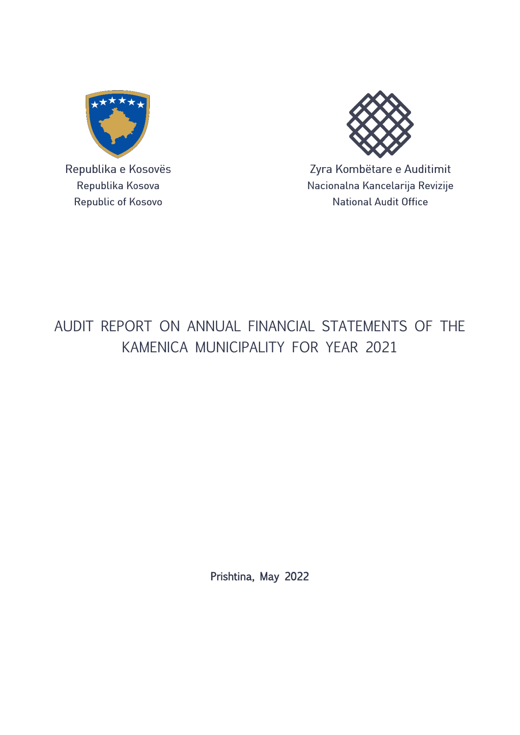Republika e Kosovës
Republika Kosova
Republic of Kosovo

Zyra Kombëtare e Auditimit
Nacionalna Kancelarija Revizije
National Audit Office

# AUDIT REPORT ON ANNUAL FINANCIAL STATEMENTS OF THE KAMENICA MUNICIPALITY FOR YEAR 2021

Prishtina, May 2022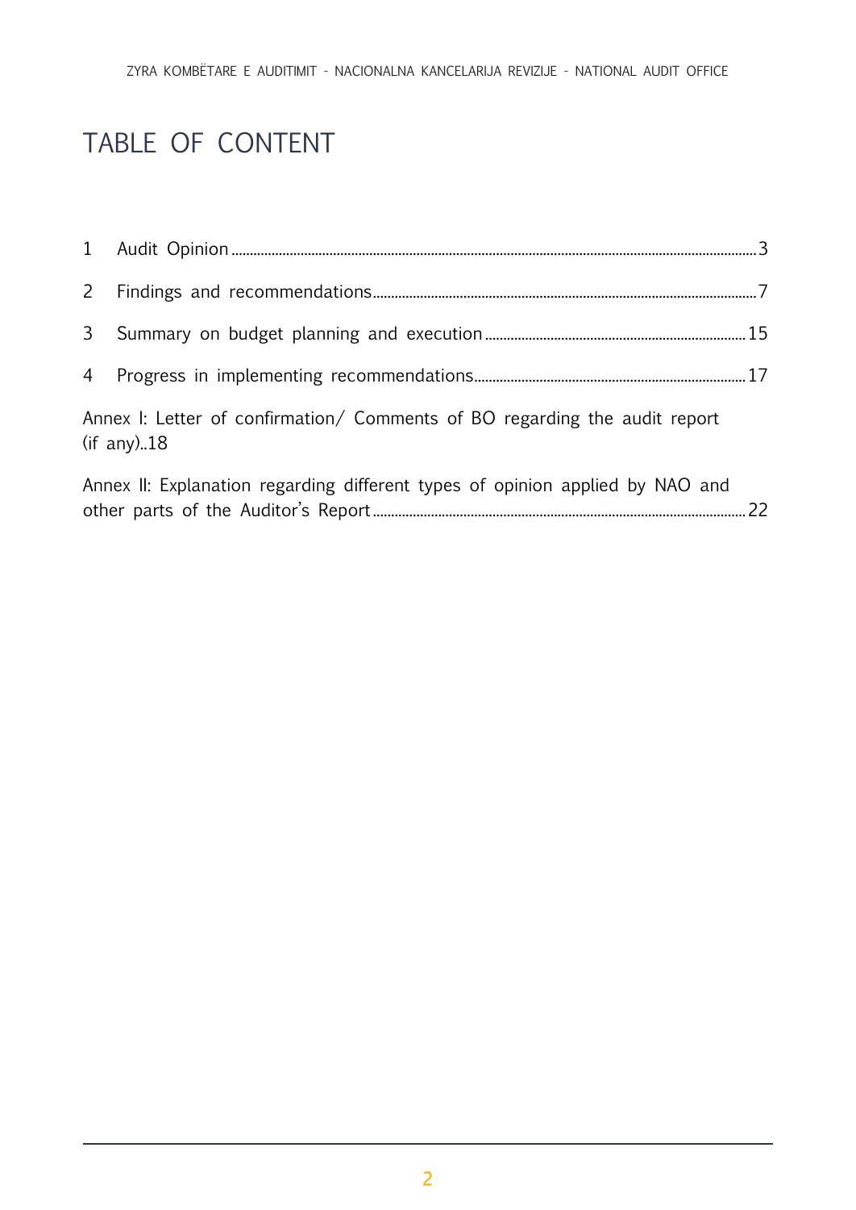# TABLE OF CONTENT

1 Audit Opinion ............................................................ 3

2 Findings and recommendations ............................................................ 7

3 Summary on budget planning and execution ............................................................ 15

4 Progress in implementing recommendations ............................................................ 17

Annex I: Letter of confirmation/ Comments of BO regarding the audit report (if any)..18

Annex II: Explanation regarding different types of opinion applied by NAO and other parts of the Auditor's Report ............................................................ 22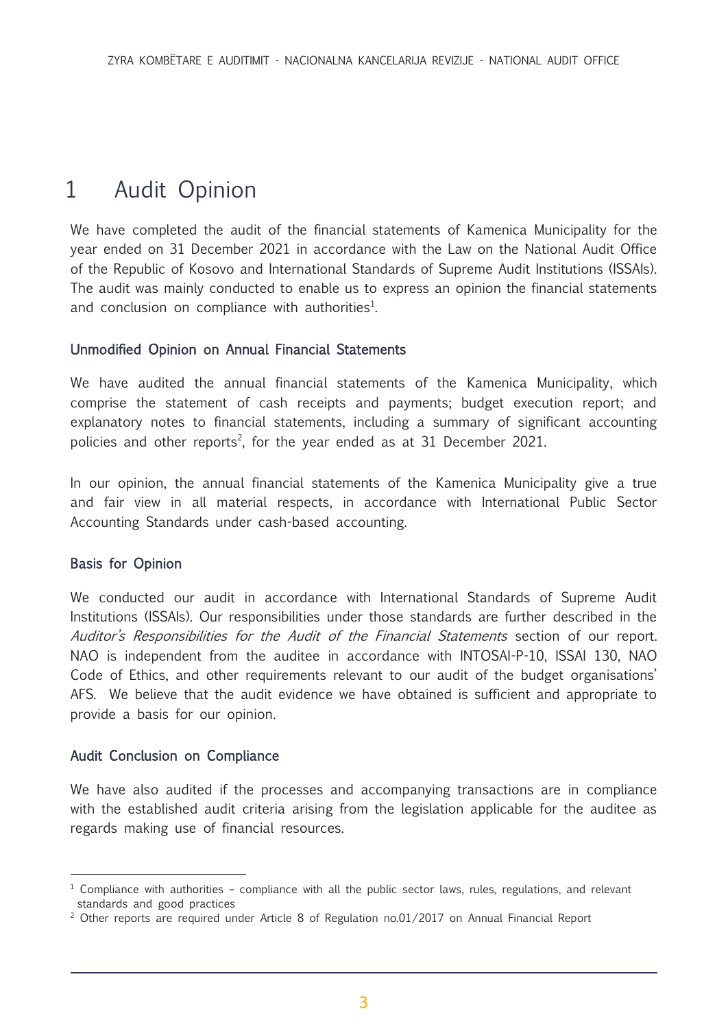# 1 Audit Opinion

We have completed the audit of the financial statements of Kamenica Municipality for the year ended on 31 December 2021 in accordance with the Law on the National Audit Office of the Republic of Kosovo and International Standards of Supreme Audit Institutions (ISSAIs). The audit was mainly conducted to enable us to express an opinion the financial statements and conclusion on compliance with authorities[1].

### Unmodified Opinion on Annual Financial Statements

We have audited the annual financial statements of the Kamenica Municipality, which comprise the statement of cash receipts and payments; budget execution report; and explanatory notes to financial statements, including a summary of significant accounting policies and other reports[2], for the year ended as at 31 December 2021.

In our opinion, the annual financial statements of the Kamenica Municipality give a true and fair view in all material respects, in accordance with International Public Sector Accounting Standards under cash-based accounting.

### Basis for Opinion

We conducted our audit in accordance with International Standards of Supreme Audit Institutions (ISSAIs). Our responsibilities under those standards are further described in the *Auditor's Responsibilities for the Audit of the Financial Statements* section of our report. NAO is independent from the auditee in accordance with INTOSAI-P-10, ISSAI 130, NAO Code of Ethics, and other requirements relevant to our audit of the budget organisations' AFS. We believe that the audit evidence we have obtained is sufficient and appropriate to provide a basis for our opinion.

### Audit Conclusion on Compliance

We have also audited if the processes and accompanying transactions are in compliance with the established audit criteria arising from the legislation applicable for the auditee as regards making use of financial resources.

---

[1] Compliance with authorities – compliance with all the public sector laws, rules, regulations, and relevant standards and good practices

[2] Other reports are required under Article 8 of Regulation no.01/2017 on Annual Financial Report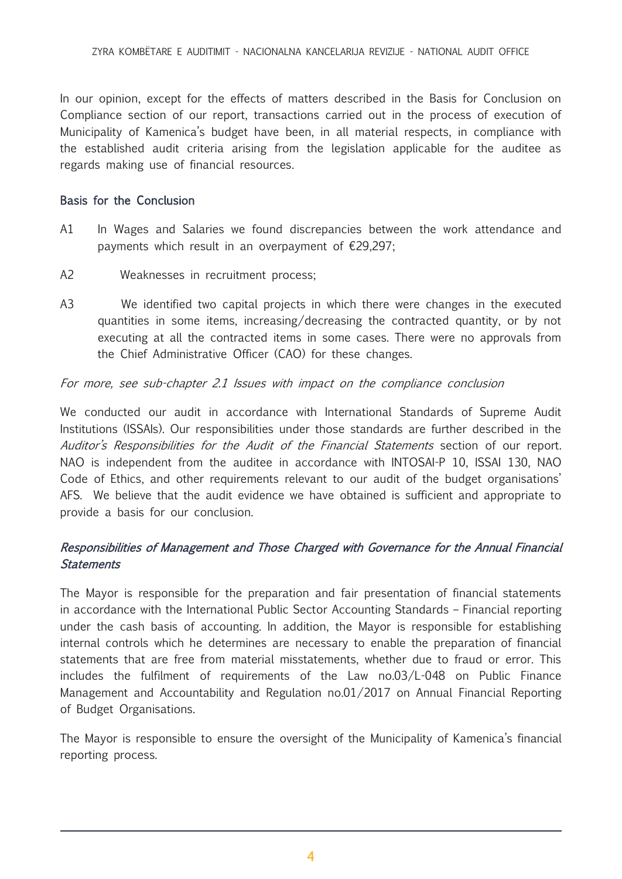In our opinion, except for the effects of matters described in the Basis for Conclusion on Compliance section of our report, transactions carried out in the process of execution of Municipality of Kamenica's budget have been, in all material respects, in compliance with the established audit criteria arising from the legislation applicable for the auditee as regards making use of financial resources.

### Basis for the Conclusion

A1 In Wages and Salaries we found discrepancies between the work attendance and payments which result in an overpayment of €29,297;

A2 Weaknesses in recruitment process;

A3 We identified two capital projects in which there were changes in the executed quantities in some items, increasing/decreasing the contracted quantity, or by not executing at all the contracted items in some cases. There were no approvals from the Chief Administrative Officer (CAO) for these changes.

*For more, see sub-chapter 2.1 Issues with impact on the compliance conclusion*

We conducted our audit in accordance with International Standards of Supreme Audit Institutions (ISSAIs). Our responsibilities under those standards are further described in the *Auditor's Responsibilities for the Audit of the Financial Statements* section of our report. NAO is independent from the auditee in accordance with INTOSAI-P 10, ISSAI 130, NAO Code of Ethics, and other requirements relevant to our audit of the budget organisations' AFS. We believe that the audit evidence we have obtained is sufficient and appropriate to provide a basis for our conclusion.

### *Responsibilities of Management and Those Charged with Governance for the Annual Financial Statements*

The Mayor is responsible for the preparation and fair presentation of financial statements in accordance with the International Public Sector Accounting Standards – Financial reporting under the cash basis of accounting. In addition, the Mayor is responsible for establishing internal controls which he determines are necessary to enable the preparation of financial statements that are free from material misstatements, whether due to fraud or error. This includes the fulfilment of requirements of the Law no.03/L-048 on Public Finance Management and Accountability and Regulation no.01/2017 on Annual Financial Reporting of Budget Organisations.

The Mayor is responsible to ensure the oversight of the Municipality of Kamenica's financial reporting process.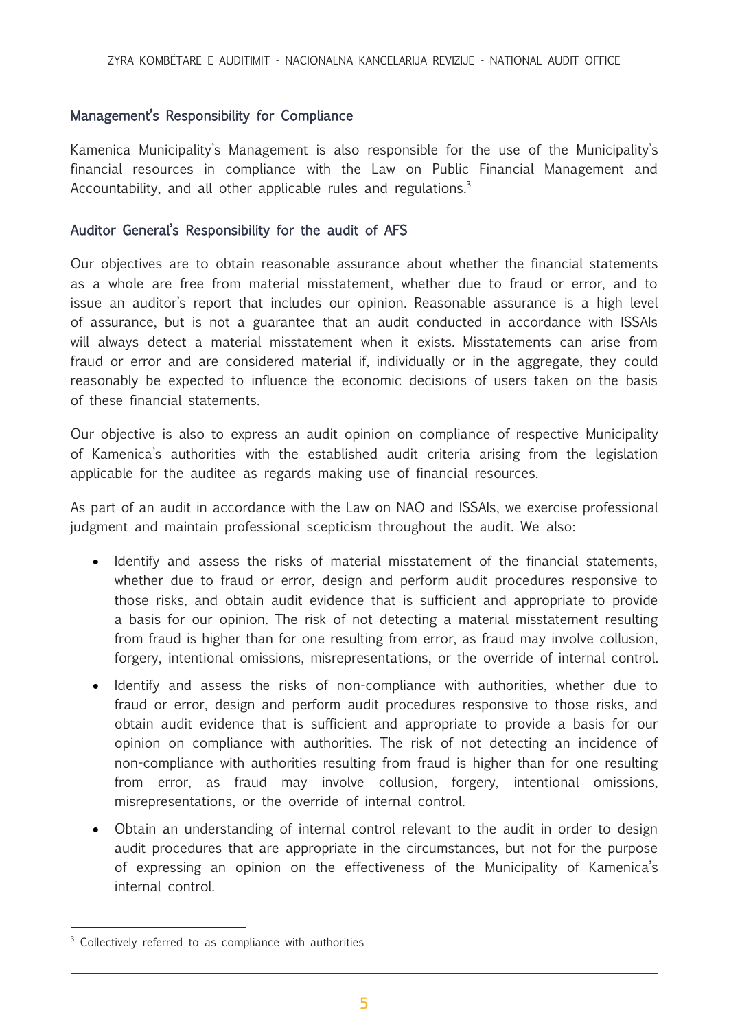### Management's Responsibility for Compliance

Kamenica Municipality's Management is also responsible for the use of the Municipality's financial resources in compliance with the Law on Public Financial Management and Accountability, and all other applicable rules and regulations.[3]

### Auditor General's Responsibility for the audit of AFS

Our objectives are to obtain reasonable assurance about whether the financial statements as a whole are free from material misstatement, whether due to fraud or error, and to issue an auditor's report that includes our opinion. Reasonable assurance is a high level of assurance, but is not a guarantee that an audit conducted in accordance with ISSAIs will always detect a material misstatement when it exists. Misstatements can arise from fraud or error and are considered material if, individually or in the aggregate, they could reasonably be expected to influence the economic decisions of users taken on the basis of these financial statements.

Our objective is also to express an audit opinion on compliance of respective Municipality of Kamenica's authorities with the established audit criteria arising from the legislation applicable for the auditee as regards making use of financial resources.

As part of an audit in accordance with the Law on NAO and ISSAIs, we exercise professional judgment and maintain professional scepticism throughout the audit. We also:

- Identify and assess the risks of material misstatement of the financial statements, whether due to fraud or error, design and perform audit procedures responsive to those risks, and obtain audit evidence that is sufficient and appropriate to provide a basis for our opinion. The risk of not detecting a material misstatement resulting from fraud is higher than for one resulting from error, as fraud may involve collusion, forgery, intentional omissions, misrepresentations, or the override of internal control.
- Identify and assess the risks of non-compliance with authorities, whether due to fraud or error, design and perform audit procedures responsive to those risks, and obtain audit evidence that is sufficient and appropriate to provide a basis for our opinion on compliance with authorities. The risk of not detecting an incidence of non-compliance with authorities resulting from fraud is higher than for one resulting from error, as fraud may involve collusion, forgery, intentional omissions, misrepresentations, or the override of internal control.
- Obtain an understanding of internal control relevant to the audit in order to design audit procedures that are appropriate in the circumstances, but not for the purpose of expressing an opinion on the effectiveness of the Municipality of Kamenica's internal control.

[3] Collectively referred to as compliance with authorities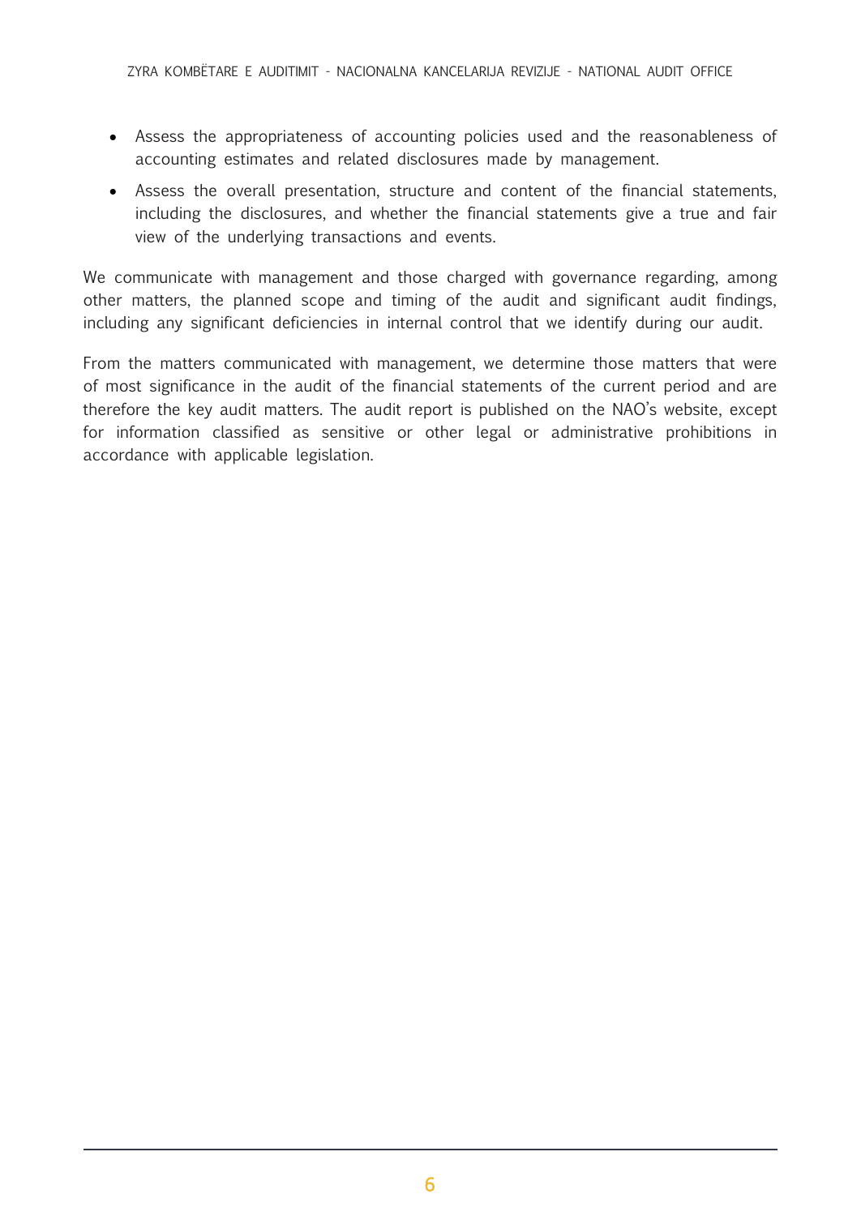- Assess the appropriateness of accounting policies used and the reasonableness of accounting estimates and related disclosures made by management.
- Assess the overall presentation, structure and content of the financial statements, including the disclosures, and whether the financial statements give a true and fair view of the underlying transactions and events.

We communicate with management and those charged with governance regarding, among other matters, the planned scope and timing of the audit and significant audit findings, including any significant deficiencies in internal control that we identify during our audit.

From the matters communicated with management, we determine those matters that were of most significance in the audit of the financial statements of the current period and are therefore the key audit matters. The audit report is published on the NAO's website, except for information classified as sensitive or other legal or administrative prohibitions in accordance with applicable legislation.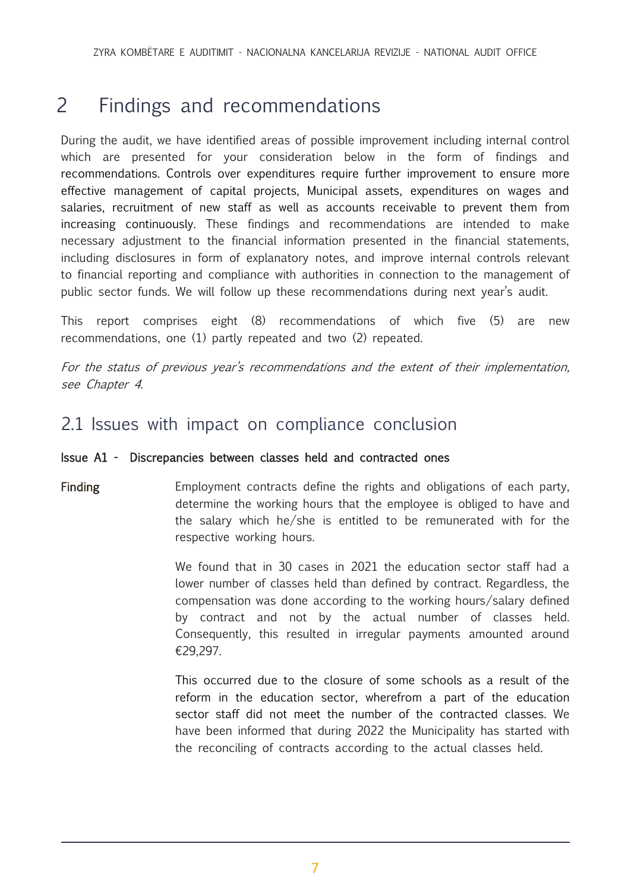# 2 Findings and recommendations

During the audit, we have identified areas of possible improvement including internal control which are presented for your consideration below in the form of findings and recommendations. Controls over expenditures require further improvement to ensure more effective management of capital projects, Municipal assets, expenditures on wages and salaries, recruitment of new staff as well as accounts receivable to prevent them from increasing continuously. These findings and recommendations are intended to make necessary adjustment to the financial information presented in the financial statements, including disclosures in form of explanatory notes, and improve internal controls relevant to financial reporting and compliance with authorities in connection to the management of public sector funds. We will follow up these recommendations during next year's audit.

This report comprises eight (8) recommendations of which five (5) are new recommendations, one (1) partly repeated and two (2) repeated.

*For the status of previous year's recommendations and the extent of their implementation, see Chapter 4.*

## 2.1 Issues with impact on compliance conclusion

**Issue A1 - Discrepancies between classes held and contracted ones**

**Finding**

Employment contracts define the rights and obligations of each party, determine the working hours that the employee is obliged to have and the salary which he/she is entitled to be remunerated with for the respective working hours.

We found that in 30 cases in 2021 the education sector staff had a lower number of classes held than defined by contract. Regardless, the compensation was done according to the working hours/salary defined by contract and not by the actual number of classes held. Consequently, this resulted in irregular payments amounted around €29,297.

This occurred due to the closure of some schools as a result of the reform in the education sector, wherefrom a part of the education sector staff did not meet the number of the contracted classes. We have been informed that during 2022 the Municipality has started with the reconciling of contracts according to the actual classes held.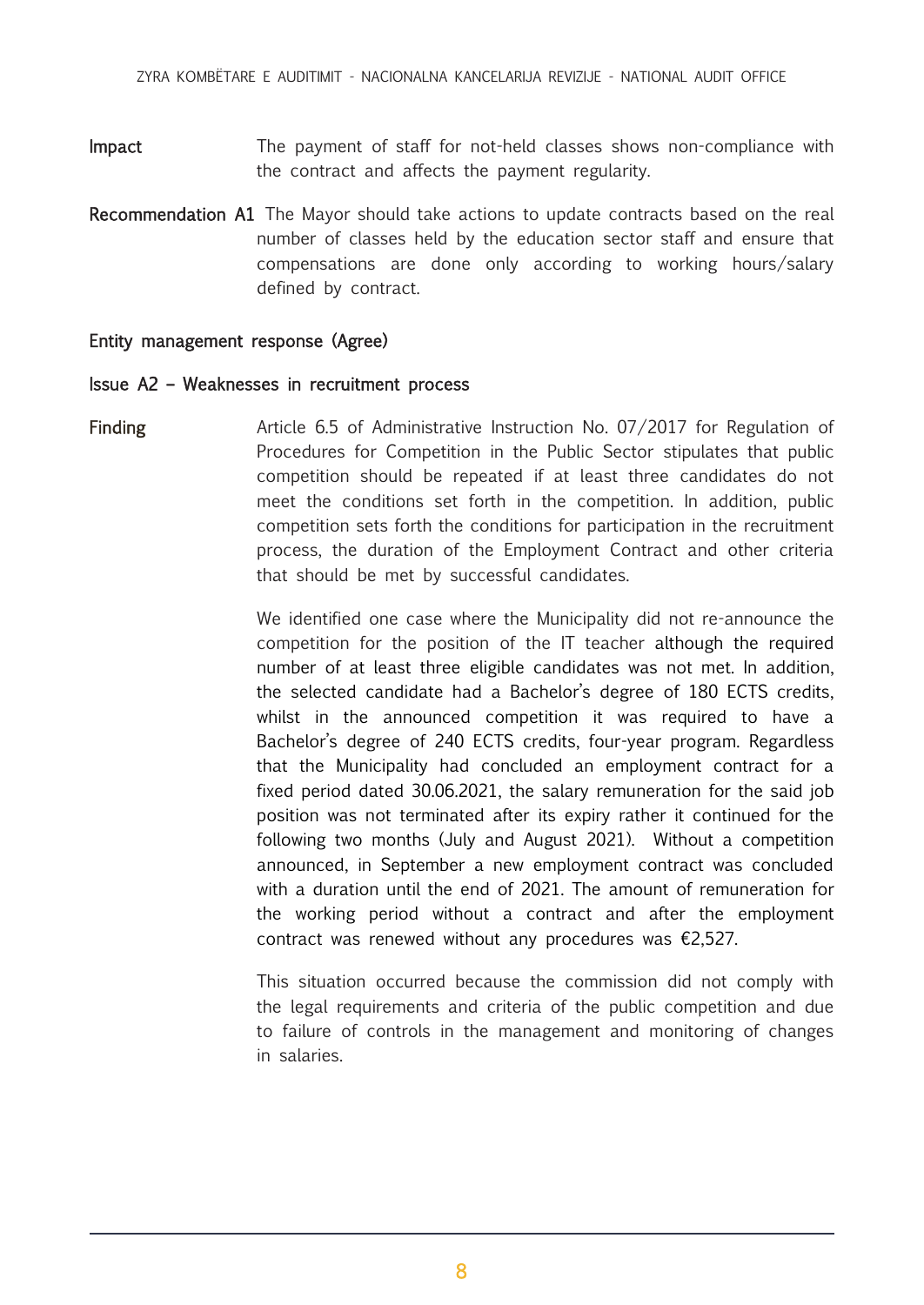**Impact** The payment of staff for not-held classes shows non-compliance with the contract and affects the payment regularity.

**Recommendation A1** The Mayor should take actions to update contracts based on the real number of classes held by the education sector staff and ensure that compensations are done only according to working hours/salary defined by contract.

**Entity management response (Agree)**

**Issue A2 – Weaknesses in recruitment process**

**Finding** Article 6.5 of Administrative Instruction No. 07/2017 for Regulation of Procedures for Competition in the Public Sector stipulates that public competition should be repeated if at least three candidates do not meet the conditions set forth in the competition. In addition, public competition sets forth the conditions for participation in the recruitment process, the duration of the Employment Contract and other criteria that should be met by successful candidates.

We identified one case where the Municipality did not re-announce the competition for the position of the IT teacher although the required number of at least three eligible candidates was not met. In addition, the selected candidate had a Bachelor's degree of 180 ECTS credits, whilst in the announced competition it was required to have a Bachelor's degree of 240 ECTS credits, four-year program. Regardless that the Municipality had concluded an employment contract for a fixed period dated 30.06.2021, the salary remuneration for the said job position was not terminated after its expiry rather it continued for the following two months (July and August 2021). Without a competition announced, in September a new employment contract was concluded with a duration until the end of 2021. The amount of remuneration for the working period without a contract and after the employment contract was renewed without any procedures was €2,527.

This situation occurred because the commission did not comply with the legal requirements and criteria of the public competition and due to failure of controls in the management and monitoring of changes in salaries.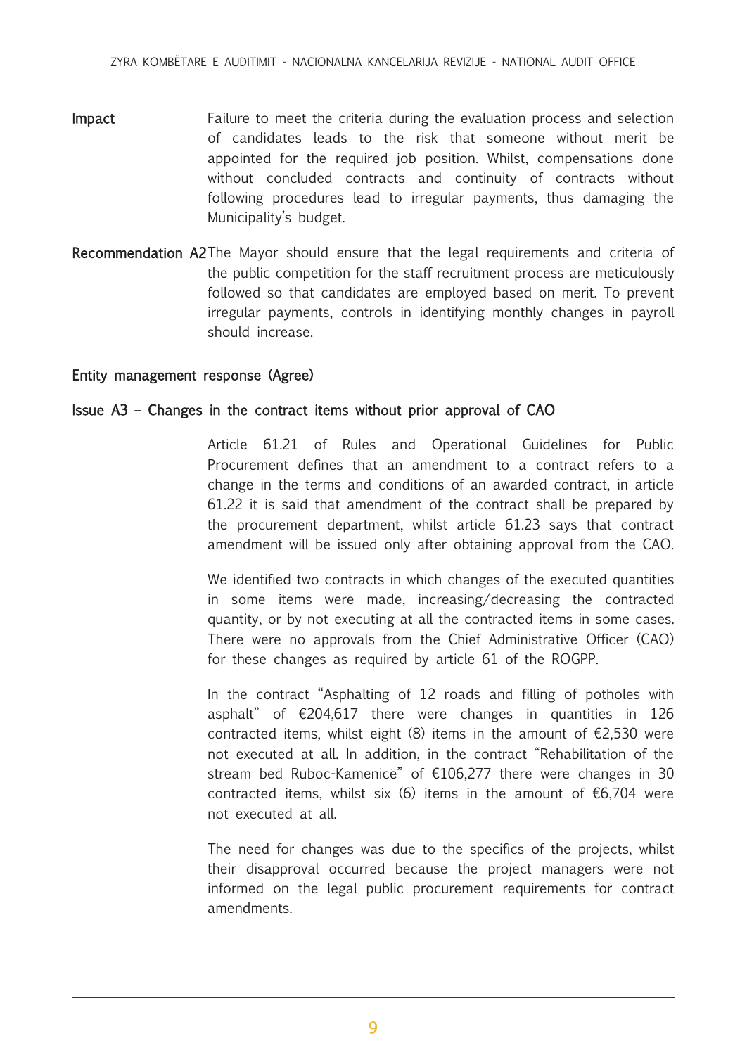**Impact** Failure to meet the criteria during the evaluation process and selection of candidates leads to the risk that someone without merit be appointed for the required job position. Whilst, compensations done without concluded contracts and continuity of contracts without following procedures lead to irregular payments, thus damaging the Municipality's budget.

**Recommendation A2** The Mayor should ensure that the legal requirements and criteria of the public competition for the staff recruitment process are meticulously followed so that candidates are employed based on merit. To prevent irregular payments, controls in identifying monthly changes in payroll should increase.

**Entity management response (Agree)**

**Issue A3 – Changes in the contract items without prior approval of CAO**

Article 61.21 of Rules and Operational Guidelines for Public Procurement defines that an amendment to a contract refers to a change in the terms and conditions of an awarded contract, in article 61.22 it is said that amendment of the contract shall be prepared by the procurement department, whilst article 61.23 says that contract amendment will be issued only after obtaining approval from the CAO.

We identified two contracts in which changes of the executed quantities in some items were made, increasing/decreasing the contracted quantity, or by not executing at all the contracted items in some cases. There were no approvals from the Chief Administrative Officer (CAO) for these changes as required by article 61 of the ROGPP.

In the contract "Asphalting of 12 roads and filling of potholes with asphalt" of €204,617 there were changes in quantities in 126 contracted items, whilst eight (8) items in the amount of €2,530 were not executed at all. In addition, in the contract "Rehabilitation of the stream bed Ruboc-Kamenicë" of €106,277 there were changes in 30 contracted items, whilst six (6) items in the amount of €6,704 were not executed at all.

The need for changes was due to the specifics of the projects, whilst their disapproval occurred because the project managers were not informed on the legal public procurement requirements for contract amendments.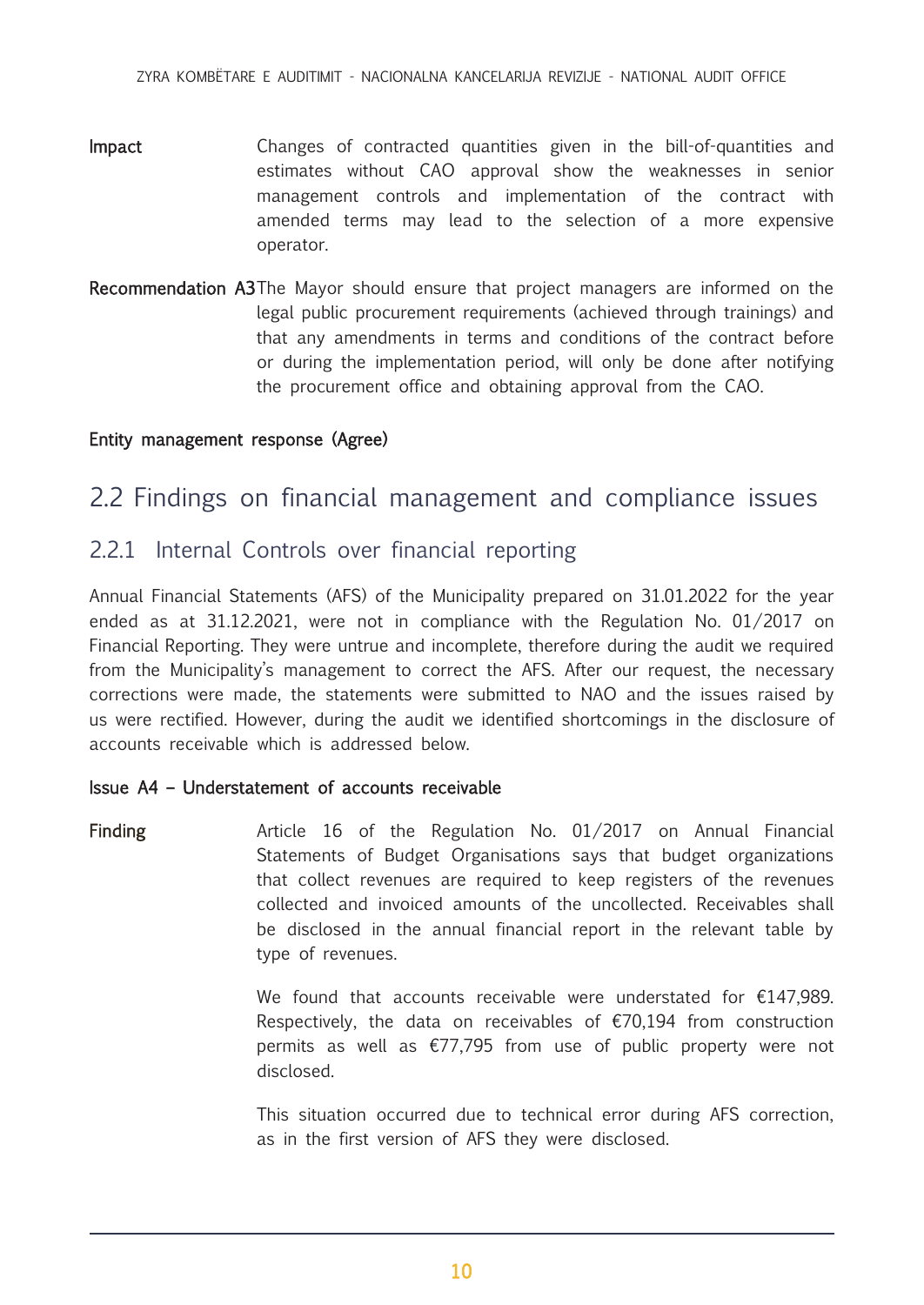**Impact** Changes of contracted quantities given in the bill-of-quantities and estimates without CAO approval show the weaknesses in senior management controls and implementation of the contract with amended terms may lead to the selection of a more expensive operator.

**Recommendation A3** The Mayor should ensure that project managers are informed on the legal public procurement requirements (achieved through trainings) and that any amendments in terms and conditions of the contract before or during the implementation period, will only be done after notifying the procurement office and obtaining approval from the CAO.

**Entity management response (Agree)**

## 2.2 Findings on financial management and compliance issues

### 2.2.1 Internal Controls over financial reporting

Annual Financial Statements (AFS) of the Municipality prepared on 31.01.2022 for the year ended as at 31.12.2021, were not in compliance with the Regulation No. 01/2017 on Financial Reporting. They were untrue and incomplete, therefore during the audit we required from the Municipality's management to correct the AFS. After our request, the necessary corrections were made, the statements were submitted to NAO and the issues raised by us were rectified. However, during the audit we identified shortcomings in the disclosure of accounts receivable which is addressed below.

**Issue A4 – Understatement of accounts receivable**

**Finding** Article 16 of the Regulation No. 01/2017 on Annual Financial Statements of Budget Organisations says that budget organizations that collect revenues are required to keep registers of the revenues collected and invoiced amounts of the uncollected. Receivables shall be disclosed in the annual financial report in the relevant table by type of revenues.

We found that accounts receivable were understated for €147,989. Respectively, the data on receivables of €70,194 from construction permits as well as €77,795 from use of public property were not disclosed.

This situation occurred due to technical error during AFS correction, as in the first version of AFS they were disclosed.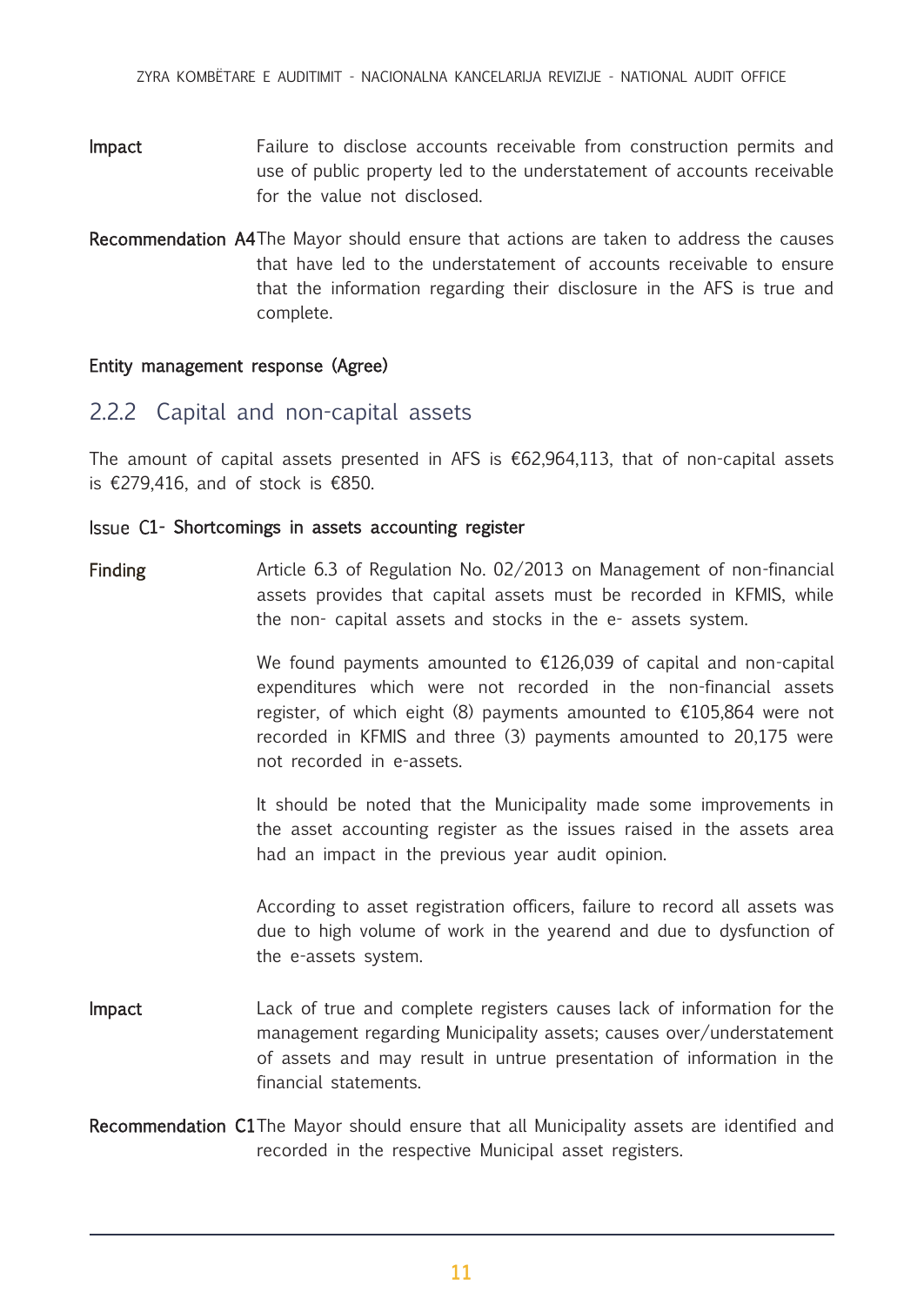**Impact** Failure to disclose accounts receivable from construction permits and use of public property led to the understatement of accounts receivable for the value not disclosed.

**Recommendation A4** The Mayor should ensure that actions are taken to address the causes that have led to the understatement of accounts receivable to ensure that the information regarding their disclosure in the AFS is true and complete.

**Entity management response (Agree)**

### 2.2.2 Capital and non-capital assets

The amount of capital assets presented in AFS is €62,964,113, that of non-capital assets is €279,416, and of stock is €850.

**Issue C1- Shortcomings in assets accounting register**

**Finding** Article 6.3 of Regulation No. 02/2013 on Management of non-financial assets provides that capital assets must be recorded in KFMIS, while the non- capital assets and stocks in the e- assets system.

We found payments amounted to €126,039 of capital and non-capital expenditures which were not recorded in the non-financial assets register, of which eight (8) payments amounted to €105,864 were not recorded in KFMIS and three (3) payments amounted to 20,175 were not recorded in e-assets.

It should be noted that the Municipality made some improvements in the asset accounting register as the issues raised in the assets area had an impact in the previous year audit opinion.

According to asset registration officers, failure to record all assets was due to high volume of work in the yearend and due to dysfunction of the e-assets system.

**Impact** Lack of true and complete registers causes lack of information for the management regarding Municipality assets; causes over/understatement of assets and may result in untrue presentation of information in the financial statements.

**Recommendation C1** The Mayor should ensure that all Municipality assets are identified and recorded in the respective Municipal asset registers.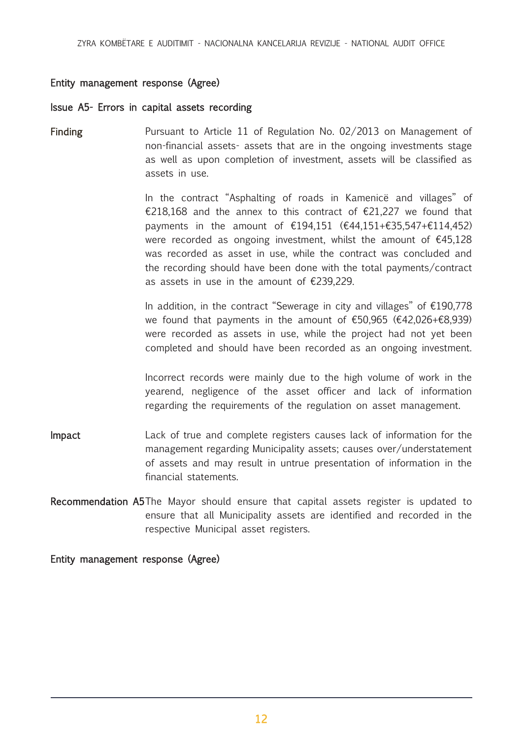**Entity management response (Agree)**

**Issue A5- Errors in capital assets recording**

**Finding**

Pursuant to Article 11 of Regulation No. 02/2013 on Management of non-financial assets- assets that are in the ongoing investments stage as well as upon completion of investment, assets will be classified as assets in use.

In the contract "Asphalting of roads in Kamenicë and villages" of €218,168 and the annex to this contract of €21,227 we found that payments in the amount of €194,151 (€44,151+€35,547+€114,452) were recorded as ongoing investment, whilst the amount of €45,128 was recorded as asset in use, while the contract was concluded and the recording should have been done with the total payments/contract as assets in use in the amount of €239,229.

In addition, in the contract "Sewerage in city and villages" of €190,778 we found that payments in the amount of €50,965 (€42,026+€8,939) were recorded as assets in use, while the project had not yet been completed and should have been recorded as an ongoing investment.

Incorrect records were mainly due to the high volume of work in the yearend, negligence of the asset officer and lack of information regarding the requirements of the regulation on asset management.

**Impact**

Lack of true and complete registers causes lack of information for the management regarding Municipality assets; causes over/understatement of assets and may result in untrue presentation of information in the financial statements.

**Recommendation A5** The Mayor should ensure that capital assets register is updated to ensure that all Municipality assets are identified and recorded in the respective Municipal asset registers.

**Entity management response (Agree)**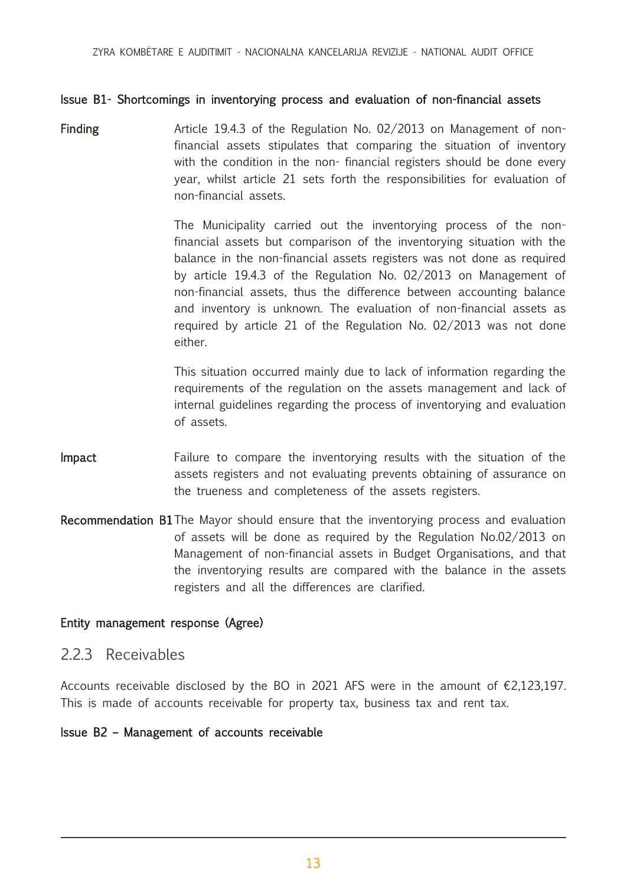#### Issue B1- Shortcomings in inventorying process and evaluation of non-financial assets

**Finding** Article 19.4.3 of the Regulation No. 02/2013 on Management of non-financial assets stipulates that comparing the situation of inventory with the condition in the non- financial registers should be done every year, whilst article 21 sets forth the responsibilities for evaluation of non-financial assets.

The Municipality carried out the inventorying process of the non-financial assets but comparison of the inventorying situation with the balance in the non-financial assets registers was not done as required by article 19.4.3 of the Regulation No. 02/2013 on Management of non-financial assets, thus the difference between accounting balance and inventory is unknown. The evaluation of non-financial assets as required by article 21 of the Regulation No. 02/2013 was not done either.

This situation occurred mainly due to lack of information regarding the requirements of the regulation on the assets management and lack of internal guidelines regarding the process of inventorying and evaluation of assets.

**Impact** Failure to compare the inventorying results with the situation of the assets registers and not evaluating prevents obtaining of assurance on the trueness and completeness of the assets registers.

**Recommendation B1** The Mayor should ensure that the inventorying process and evaluation of assets will be done as required by the Regulation No.02/2013 on Management of non-financial assets in Budget Organisations, and that the inventorying results are compared with the balance in the assets registers and all the differences are clarified.

**Entity management response (Agree)**

## 2.2.3 Receivables

Accounts receivable disclosed by the BO in 2021 AFS were in the amount of €2,123,197. This is made of accounts receivable for property tax, business tax and rent tax.

#### Issue B2 – Management of accounts receivable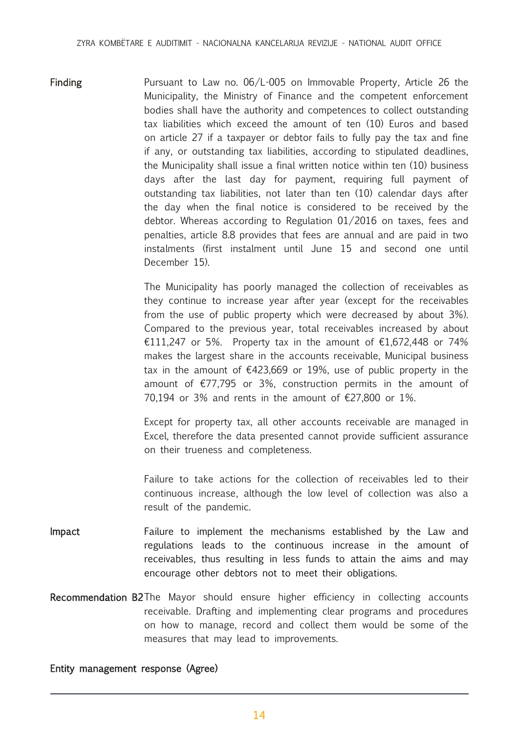**Finding** Pursuant to Law no. 06/L-005 on Immovable Property, Article 26 the Municipality, the Ministry of Finance and the competent enforcement bodies shall have the authority and competences to collect outstanding tax liabilities which exceed the amount of ten (10) Euros and based on article 27 if a taxpayer or debtor fails to fully pay the tax and fine if any, or outstanding tax liabilities, according to stipulated deadlines, the Municipality shall issue a final written notice within ten (10) business days after the last day for payment, requiring full payment of outstanding tax liabilities, not later than ten (10) calendar days after the day when the final notice is considered to be received by the debtor. Whereas according to Regulation 01/2016 on taxes, fees and penalties, article 8.8 provides that fees are annual and are paid in two instalments (first instalment until June 15 and second one until December 15).

The Municipality has poorly managed the collection of receivables as they continue to increase year after year (except for the receivables from the use of public property which were decreased by about 3%). Compared to the previous year, total receivables increased by about €111,247 or 5%. Property tax in the amount of €1,672,448 or 74% makes the largest share in the accounts receivable, Municipal business tax in the amount of €423,669 or 19%, use of public property in the amount of €77,795 or 3%, construction permits in the amount of 70,194 or 3% and rents in the amount of €27,800 or 1%.

Except for property tax, all other accounts receivable are managed in Excel, therefore the data presented cannot provide sufficient assurance on their trueness and completeness.

Failure to take actions for the collection of receivables led to their continuous increase, although the low level of collection was also a result of the pandemic.

**Impact** Failure to implement the mechanisms established by the Law and regulations leads to the continuous increase in the amount of receivables, thus resulting in less funds to attain the aims and may encourage other debtors not to meet their obligations.

**Recommendation B2** The Mayor should ensure higher efficiency in collecting accounts receivable. Drafting and implementing clear programs and procedures on how to manage, record and collect them would be some of the measures that may lead to improvements.

**Entity management response (Agree)**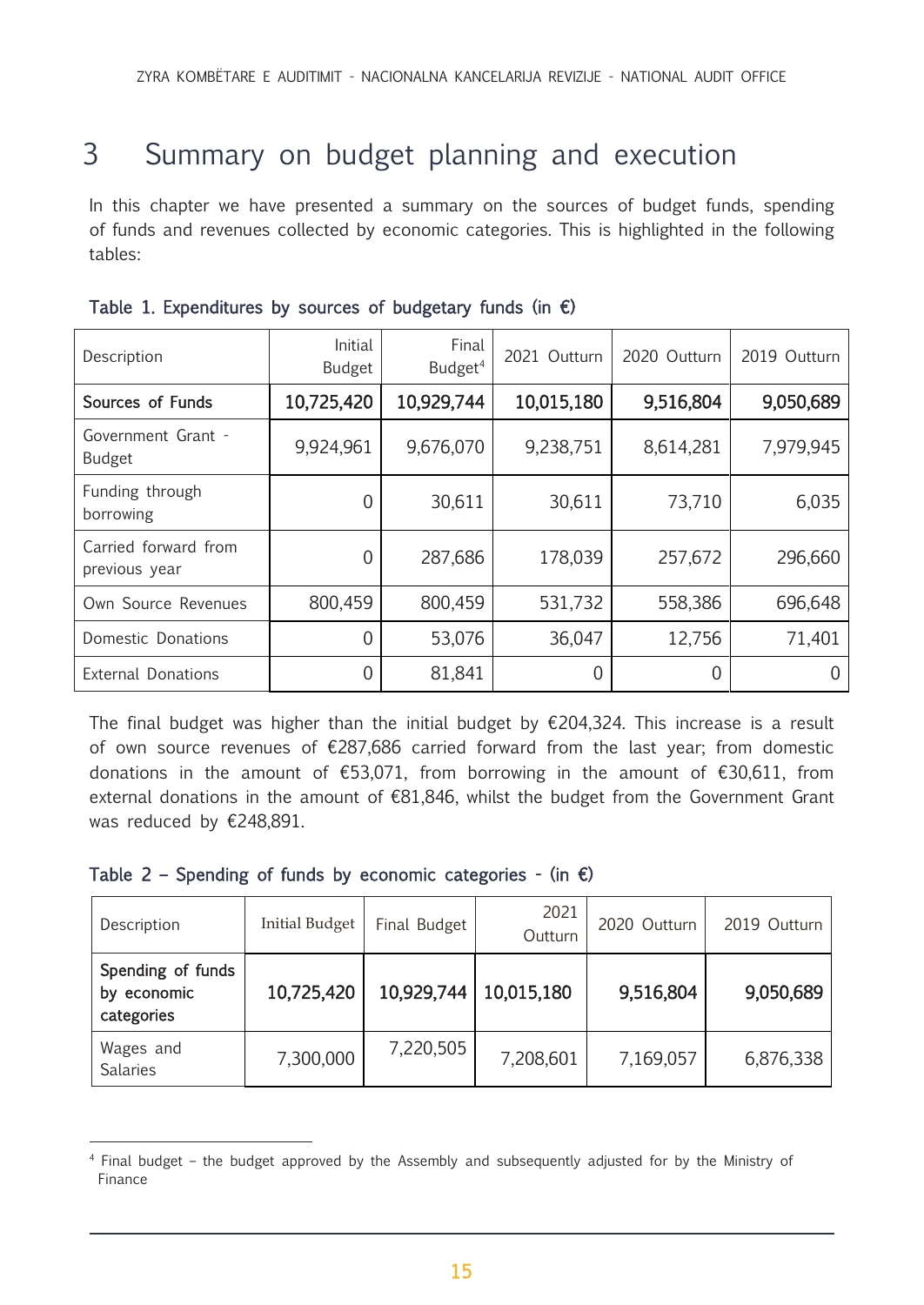# 3 Summary on budget planning and execution

In this chapter we have presented a summary on the sources of budget funds, spending of funds and revenues collected by economic categories. This is highlighted in the following tables:

**Table 1. Expenditures by sources of budgetary funds (in €)**

| Description | Initial Budget | Final Budget[4] | 2021 Outturn | 2020 Outturn | 2019 Outturn |
|---|---|---|---|---|---|
| **Sources of Funds** | **10,725,420** | **10,929,744** | **10,015,180** | **9,516,804** | **9,050,689** |
| Government Grant - Budget | 9,924,961 | 9,676,070 | 9,238,751 | 8,614,281 | 7,979,945 |
| Funding through borrowing | 0 | 30,611 | 30,611 | 73,710 | 6,035 |
| Carried forward from previous year | 0 | 287,686 | 178,039 | 257,672 | 296,660 |
| Own Source Revenues | 800,459 | 800,459 | 531,732 | 558,386 | 696,648 |
| Domestic Donations | 0 | 53,076 | 36,047 | 12,756 | 71,401 |
| External Donations | 0 | 81,841 | 0 | 0 | 0 |

The final budget was higher than the initial budget by €204,324. This increase is a result of own source revenues of €287,686 carried forward from the last year; from domestic donations in the amount of €53,071, from borrowing in the amount of €30,611, from external donations in the amount of €81,846, whilst the budget from the Government Grant was reduced by €248,891.

**Table 2 – Spending of funds by economic categories - (in €)**

| Description | Initial Budget | Final Budget | 2021 Outturn | 2020 Outturn | 2019 Outturn |
|---|---|---|---|---|---|
| **Spending of funds by economic categories** | **10,725,420** | **10,929,744** | **10,015,180** | **9,516,804** | **9,050,689** |
| Wages and Salaries | 7,300,000 | 7,220,505 | 7,208,601 | 7,169,057 | 6,876,338 |

[4] Final budget – the budget approved by the Assembly and subsequently adjusted for by the Ministry of Finance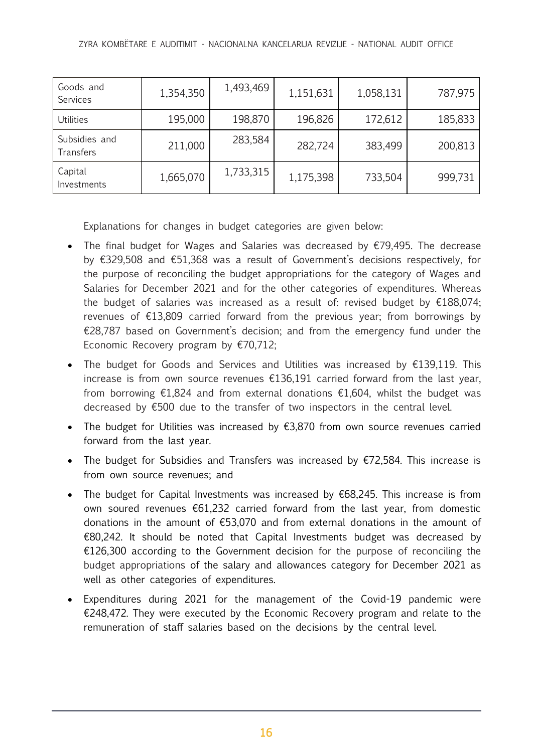| | | | | | |
|---|---|---|---|---|---|
| Goods and Services | 1,354,350 | 1,493,469 | 1,151,631 | 1,058,131 | 787,975 |
| Utilities | 195,000 | 198,870 | 196,826 | 172,612 | 185,833 |
| Subsidies and Transfers | 211,000 | 283,584 | 282,724 | 383,499 | 200,813 |
| Capital Investments | 1,665,070 | 1,733,315 | 1,175,398 | 733,504 | 999,731 |

Explanations for changes in budget categories are given below:

- The final budget for Wages and Salaries was decreased by €79,495. The decrease by €329,508 and €51,368 was a result of Government's decisions respectively, for the purpose of reconciling the budget appropriations for the category of Wages and Salaries for December 2021 and for the other categories of expenditures. Whereas the budget of salaries was increased as a result of: revised budget by €188,074; revenues of €13,809 carried forward from the previous year; from borrowings by €28,787 based on Government's decision; and from the emergency fund under the Economic Recovery program by €70,712;
- The budget for Goods and Services and Utilities was increased by €139,119. This increase is from own source revenues €136,191 carried forward from the last year, from borrowing €1,824 and from external donations €1,604, whilst the budget was decreased by €500 due to the transfer of two inspectors in the central level.
- The budget for Utilities was increased by €3,870 from own source revenues carried forward from the last year.
- The budget for Subsidies and Transfers was increased by €72,584. This increase is from own source revenues; and
- The budget for Capital Investments was increased by €68,245. This increase is from own soured revenues €61,232 carried forward from the last year, from domestic donations in the amount of €53,070 and from external donations in the amount of €80,242. It should be noted that Capital Investments budget was decreased by €126,300 according to the Government decision for the purpose of reconciling the budget appropriations of the salary and allowances category for December 2021 as well as other categories of expenditures.
- Expenditures during 2021 for the management of the Covid-19 pandemic were €248,472. They were executed by the Economic Recovery program and relate to the remuneration of staff salaries based on the decisions by the central level.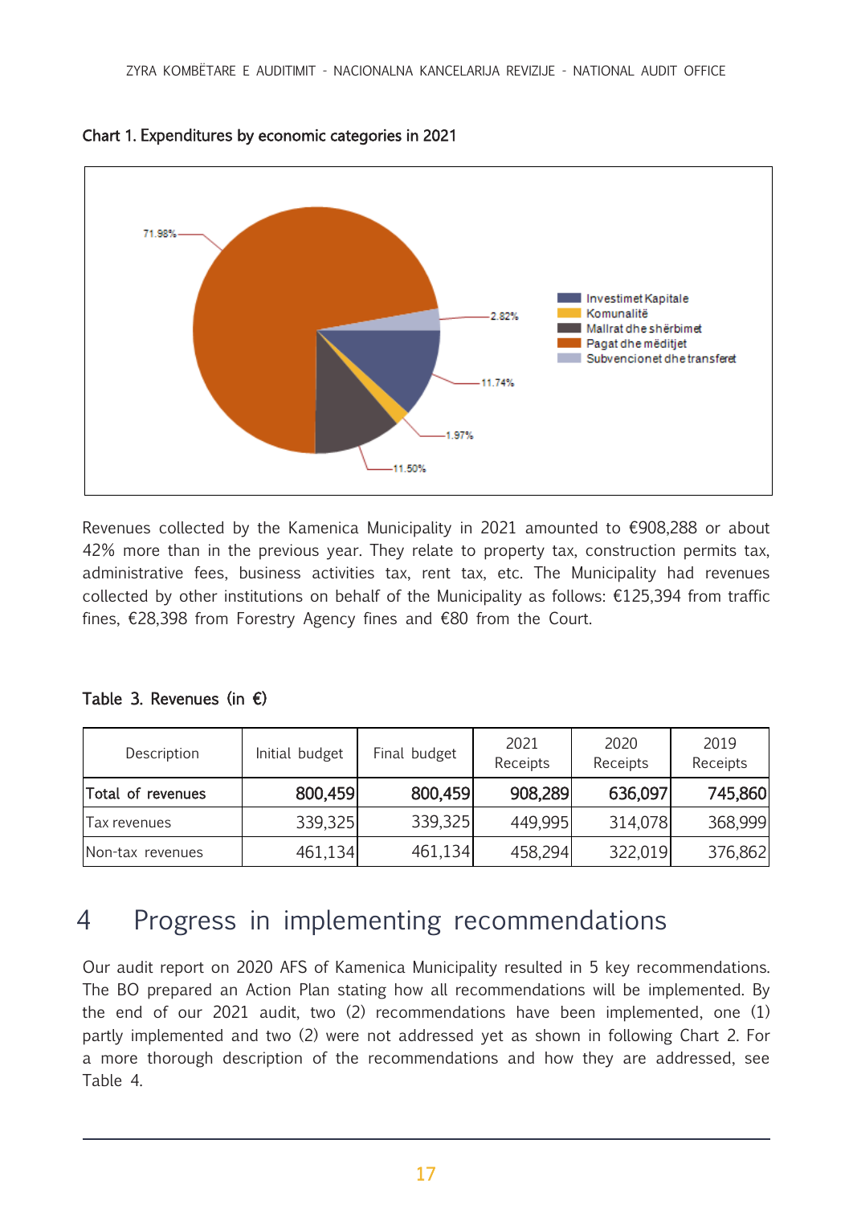Chart 1. Expenditures by economic categories in 2021

71.98%
2.82%
11.74%
1.97%
11.50%

Investimet Kapitale
Komunalitë
Mallrat dhe shërbimet
Pagat dhe mëditjet
Subvencionet dhe transferet

Revenues collected by the Kamenica Municipality in 2021 amounted to €908,288 or about 42% more than in the previous year. They relate to property tax, construction permits tax, administrative fees, business activities tax, rent tax, etc. The Municipality had revenues collected by other institutions on behalf of the Municipality as follows: €125,394 from traffic fines, €28,398 from Forestry Agency fines and €80 from the Court.

Table 3. Revenues (in €)

| Description | Initial budget | Final budget | 2021 Receipts | 2020 Receipts | 2019 Receipts |
|---|---|---|---|---|---|
| **Total of revenues** | **800,459** | **800,459** | **908,289** | **636,097** | **745,860** |
| Tax revenues | 339,325 | 339,325 | 449,995 | 314,078 | 368,999 |
| Non-tax revenues | 461,134 | 461,134 | 458,294 | 322,019 | 376,862 |

# 4 Progress in implementing recommendations

Our audit report on 2020 AFS of Kamenica Municipality resulted in 5 key recommendations. The BO prepared an Action Plan stating how all recommendations will be implemented. By the end of our 2021 audit, two (2) recommendations have been implemented, one (1) partly implemented and two (2) were not addressed yet as shown in following Chart 2. For a more thorough description of the recommendations and how they are addressed, see Table 4.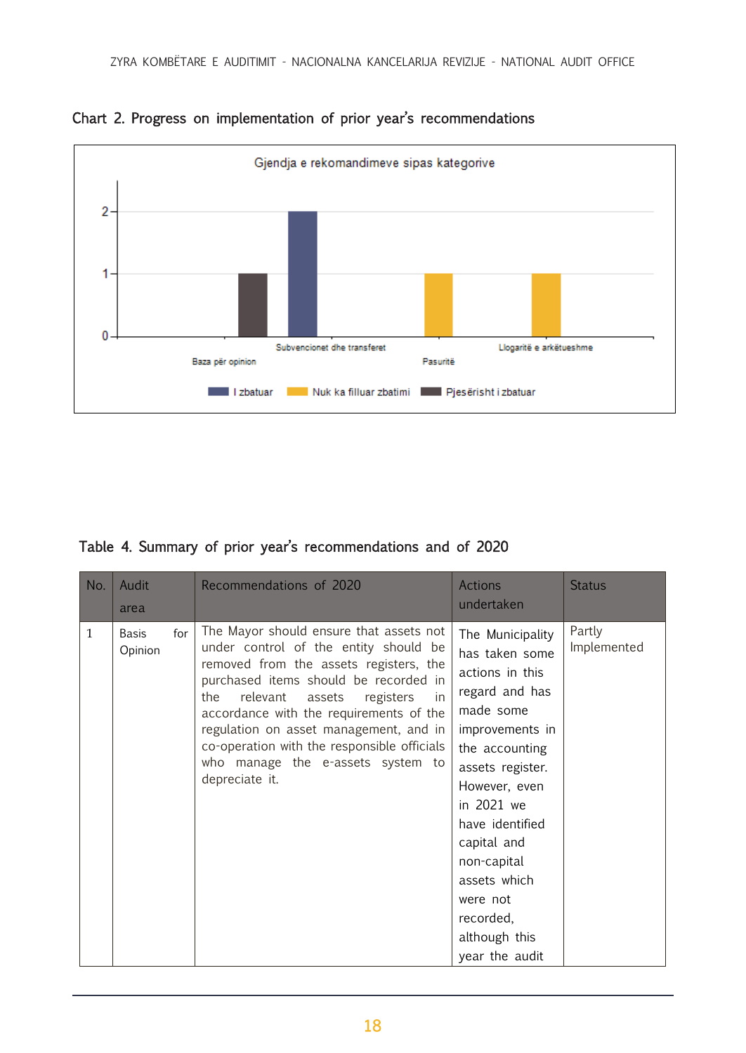Chart 2. Progress on implementation of prior year's recommendations

Gjendja e rekomandimeve sipas kategorive

2
1
0

Baza për opinion
Subvencionet dhe transferet
Pasuritë
Llogaritë e arkëtueshme

I zbatuar
Nuk ka filluar zbatimi
Pjesërisht i zbatuar

Table 4. Summary of prior year's recommendations and of 2020

| No. | Audit area | Recommendations of 2020 | Actions undertaken | Status |
|---|---|---|---|---|
| 1 | Basis for Opinion | The Mayor should ensure that assets not under control of the entity should be removed from the assets registers, the purchased items should be recorded in the relevant assets registers in accordance with the requirements of the regulation on asset management, and in co-operation with the responsible officials who manage the e-assets system to depreciate it. | The Municipality has taken some actions in this regard and has made some improvements in the accounting assets register. However, even in 2021 we have identified capital and non-capital assets which were not recorded, although this year the audit | Partly Implemented |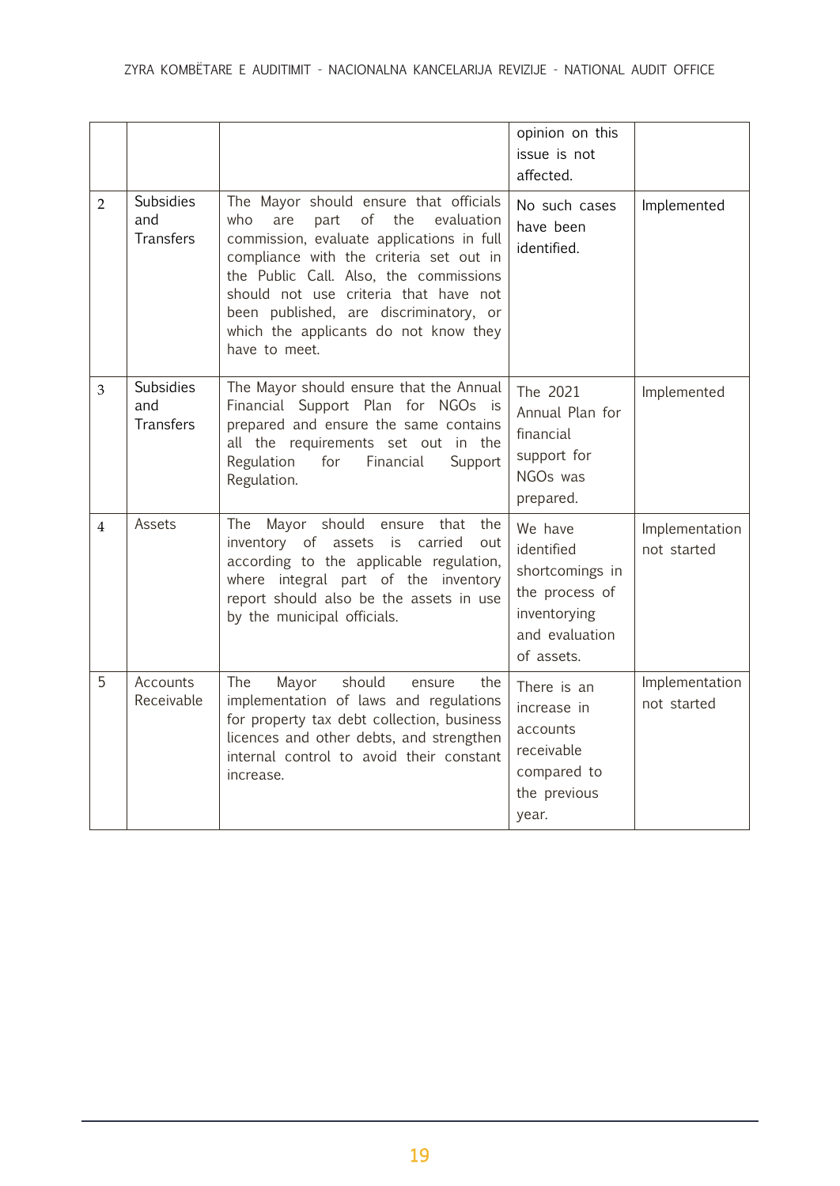| | | | | |
|---|---|---|---|---|
| | | | opinion on this issue is not affected. | |
| 2 | Subsidies and Transfers | The Mayor should ensure that officials who are part of the evaluation commission, evaluate applications in full compliance with the criteria set out in the Public Call. Also, the commissions should not use criteria that have not been published, are discriminatory, or which the applicants do not know they have to meet. | No such cases have been identified. | Implemented |
| 3 | Subsidies and Transfers | The Mayor should ensure that the Annual Financial Support Plan for NGOs is prepared and ensure the same contains all the requirements set out in the Regulation for Financial Support Regulation. | The 2021 Annual Plan for financial support for NGOs was prepared. | Implemented |
| 4 | Assets | The Mayor should ensure that the inventory of assets is carried out according to the applicable regulation, where integral part of the inventory report should also be the assets in use by the municipal officials. | We have identified shortcomings in the process of inventorying and evaluation of assets. | Implementation not started |
| 5 | Accounts Receivable | The Mayor should ensure the implementation of laws and regulations for property tax debt collection, business licences and other debts, and strengthen internal control to avoid their constant increase. | There is an increase in accounts receivable compared to the previous year. | Implementation not started |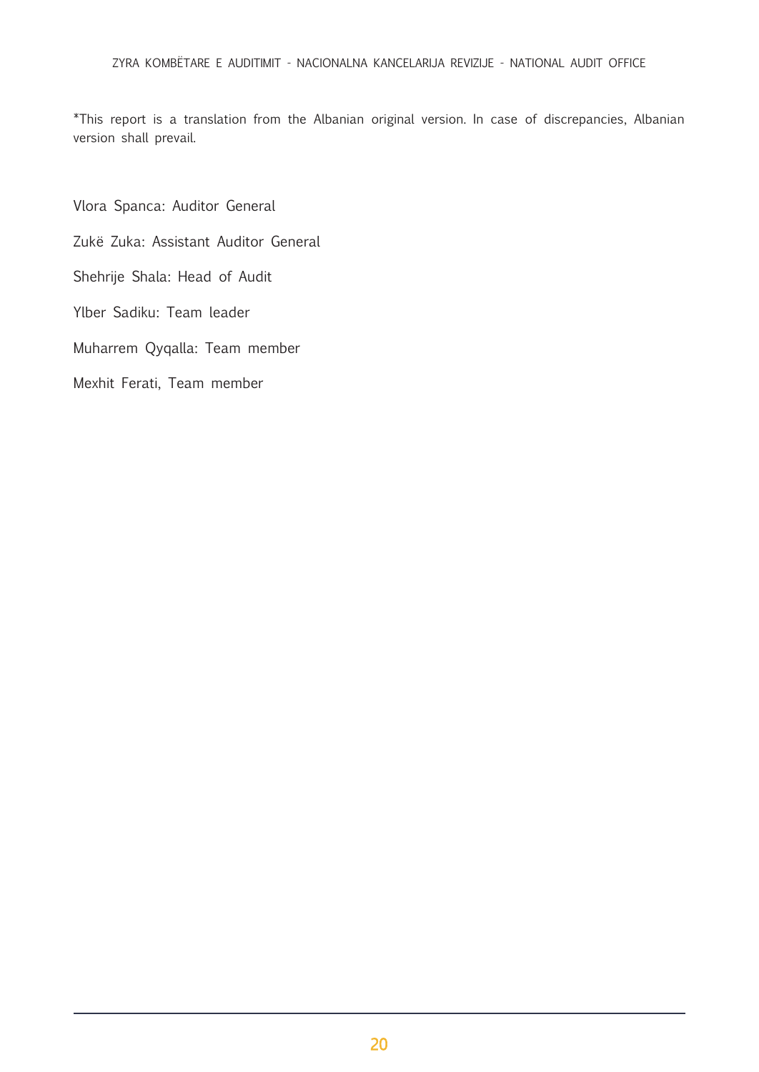*This report is a translation from the Albanian original version. In case of discrepancies, Albanian version shall prevail.

Vlora Spanca: Auditor General

Zukë Zuka: Assistant Auditor General

Shehrije Shala: Head of Audit

Ylber Sadiku: Team leader

Muharrem Qyqalla: Team member

Mexhit Ferati, Team member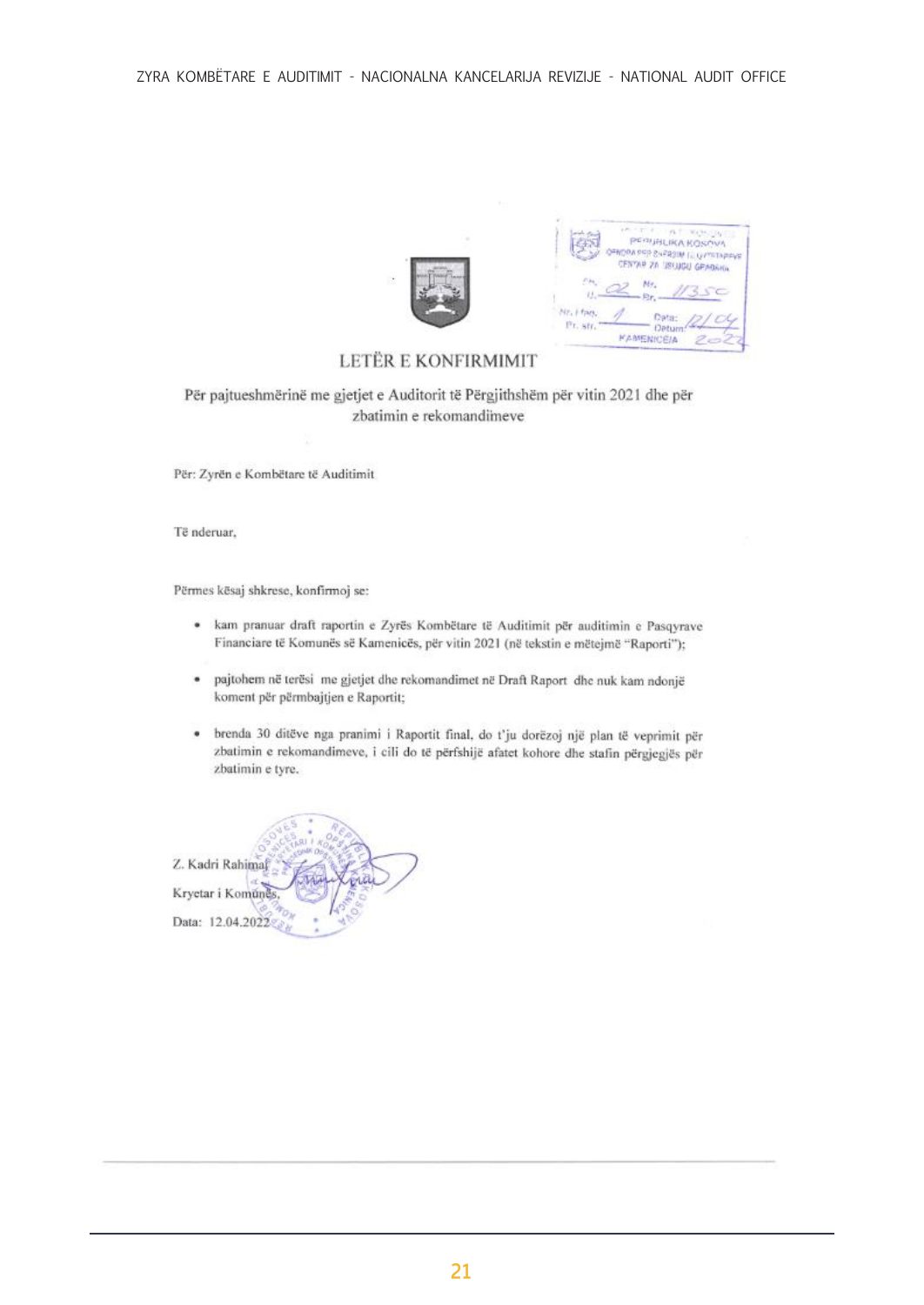# LETËR E KONFIRMIMIT

Për pajtueshmërinë me gjetjet e Auditorit të Përgjithshëm për vitin 2021 dhe për zbatimin e rekomandimeve

Për: Zyrën e Kombëtare të Auditimit

Të nderuar,

Përmes kësaj shkrese, konfirmoj se:

- kam pranuar draft raportin e Zyrës Kombëtare të Auditimit për auditimin e Pasqyrave Financiare të Komunës së Kamenicës, për vitin 2021 (në tekstin e mëtejmë "Raporti");
- pajtohem në tërësi me gjetjet dhe rekomandimet në Draft Raport dhe nuk kam ndonjë koment për përmbajtjen e Raportit;
- brenda 30 ditëve nga pranimi i Raportit final, do t'ju dorëzoj një plan të veprimit për zbatimin e rekomandimeve, i cili do të përfshijë afatet kohore dhe stafin përgjegjës për zbatimin e tyre.

Z. Kadri Rahimaj

Kryetar i Komunës,

Data: 12.04.2022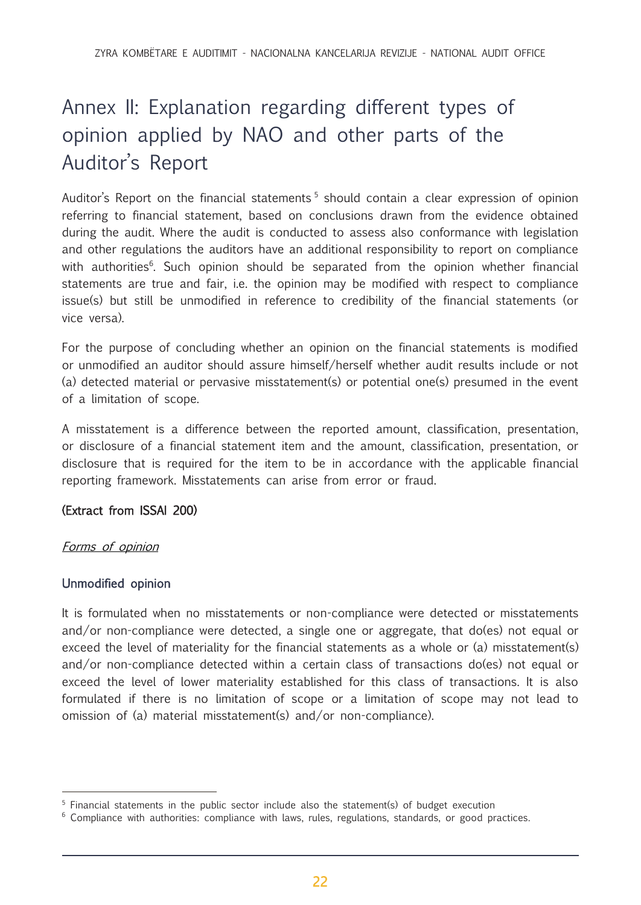# Annex II: Explanation regarding different types of opinion applied by NAO and other parts of the Auditor's Report

Auditor's Report on the financial statements[5] should contain a clear expression of opinion referring to financial statement, based on conclusions drawn from the evidence obtained during the audit. Where the audit is conducted to assess also conformance with legislation and other regulations the auditors have an additional responsibility to report on compliance with authorities[6]. Such opinion should be separated from the opinion whether financial statements are true and fair, i.e. the opinion may be modified with respect to compliance issue(s) but still be unmodified in reference to credibility of the financial statements (or vice versa).

For the purpose of concluding whether an opinion on the financial statements is modified or unmodified an auditor should assure himself/herself whether audit results include or not (a) detected material or pervasive misstatement(s) or potential one(s) presumed in the event of a limitation of scope.

A misstatement is a difference between the reported amount, classification, presentation, or disclosure of a financial statement item and the amount, classification, presentation, or disclosure that is required for the item to be in accordance with the applicable financial reporting framework. Misstatements can arise from error or fraud.

**(Extract from ISSAI 200)**

*Forms of opinion*

**Unmodified opinion**

It is formulated when no misstatements or non-compliance were detected or misstatements and/or non-compliance were detected, a single one or aggregate, that do(es) not equal or exceed the level of materiality for the financial statements as a whole or (a) misstatement(s) and/or non-compliance detected within a certain class of transactions do(es) not equal or exceed the level of lower materiality established for this class of transactions. It is also formulated if there is no limitation of scope or a limitation of scope may not lead to omission of (a) material misstatement(s) and/or non-compliance).

[5] Financial statements in the public sector include also the statement(s) of budget execution

[6] Compliance with authorities: compliance with laws, rules, regulations, standards, or good practices.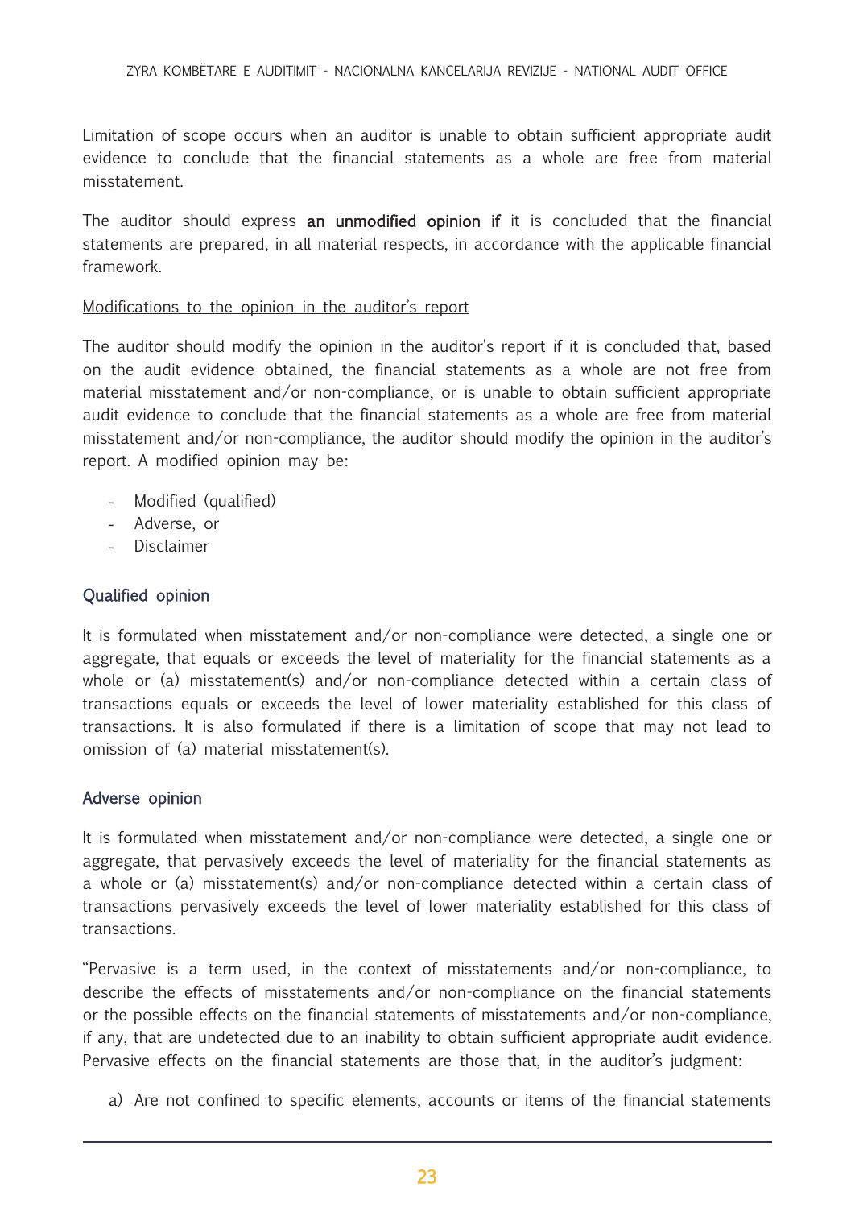Limitation of scope occurs when an auditor is unable to obtain sufficient appropriate audit evidence to conclude that the financial statements as a whole are free from material misstatement.

The auditor should express **an unmodified opinion if** it is concluded that the financial statements are prepared, in all material respects, in accordance with the applicable financial framework.

Modifications to the opinion in the auditor's report

The auditor should modify the opinion in the auditor's report if it is concluded that, based on the audit evidence obtained, the financial statements as a whole are not free from material misstatement and/or non-compliance, or is unable to obtain sufficient appropriate audit evidence to conclude that the financial statements as a whole are free from material misstatement and/or non-compliance, the auditor should modify the opinion in the auditor's report. A modified opinion may be:

- Modified (qualified)
- Adverse, or
- Disclaimer

### Qualified opinion

It is formulated when misstatement and/or non-compliance were detected, a single one or aggregate, that equals or exceeds the level of materiality for the financial statements as a whole or (a) misstatement(s) and/or non-compliance detected within a certain class of transactions equals or exceeds the level of lower materiality established for this class of transactions. It is also formulated if there is a limitation of scope that may not lead to omission of (a) material misstatement(s).

### Adverse opinion

It is formulated when misstatement and/or non-compliance were detected, a single one or aggregate, that pervasively exceeds the level of materiality for the financial statements as a whole or (a) misstatement(s) and/or non-compliance detected within a certain class of transactions pervasively exceeds the level of lower materiality established for this class of transactions.

"Pervasive is a term used, in the context of misstatements and/or non-compliance, to describe the effects of misstatements and/or non-compliance on the financial statements or the possible effects on the financial statements of misstatements and/or non-compliance, if any, that are undetected due to an inability to obtain sufficient appropriate audit evidence. Pervasive effects on the financial statements are those that, in the auditor's judgment:

a) Are not confined to specific elements, accounts or items of the financial statements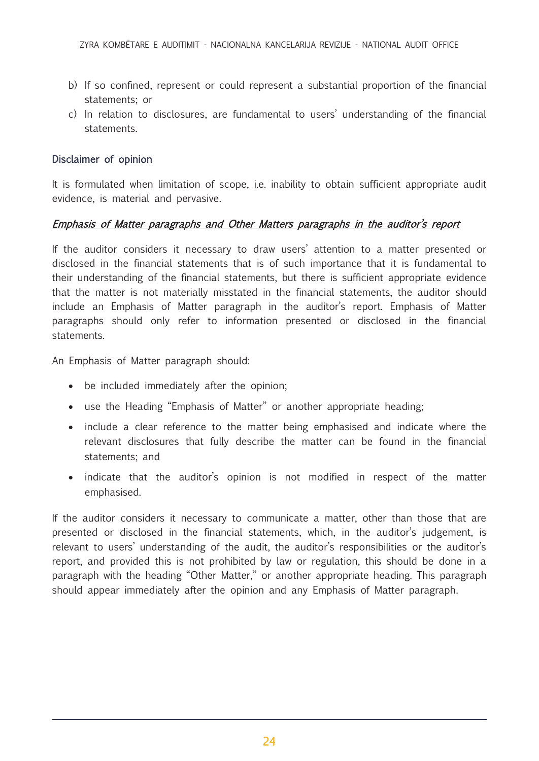b) If so confined, represent or could represent a substantial proportion of the financial statements; or

c) In relation to disclosures, are fundamental to users' understanding of the financial statements.

### Disclaimer of opinion

It is formulated when limitation of scope, i.e. inability to obtain sufficient appropriate audit evidence, is material and pervasive.

### ***Emphasis of Matter paragraphs and Other Matters paragraphs in the auditor's report***

If the auditor considers it necessary to draw users' attention to a matter presented or disclosed in the financial statements that is of such importance that it is fundamental to their understanding of the financial statements, but there is sufficient appropriate evidence that the matter is not materially misstated in the financial statements, the auditor should include an Emphasis of Matter paragraph in the auditor's report. Emphasis of Matter paragraphs should only refer to information presented or disclosed in the financial statements.

An Emphasis of Matter paragraph should:

- be included immediately after the opinion;
- use the Heading "Emphasis of Matter" or another appropriate heading;
- include a clear reference to the matter being emphasised and indicate where the relevant disclosures that fully describe the matter can be found in the financial statements; and
- indicate that the auditor's opinion is not modified in respect of the matter emphasised.

If the auditor considers it necessary to communicate a matter, other than those that are presented or disclosed in the financial statements, which, in the auditor's judgement, is relevant to users' understanding of the audit, the auditor's responsibilities or the auditor's report, and provided this is not prohibited by law or regulation, this should be done in a paragraph with the heading "Other Matter," or another appropriate heading. This paragraph should appear immediately after the opinion and any Emphasis of Matter paragraph.